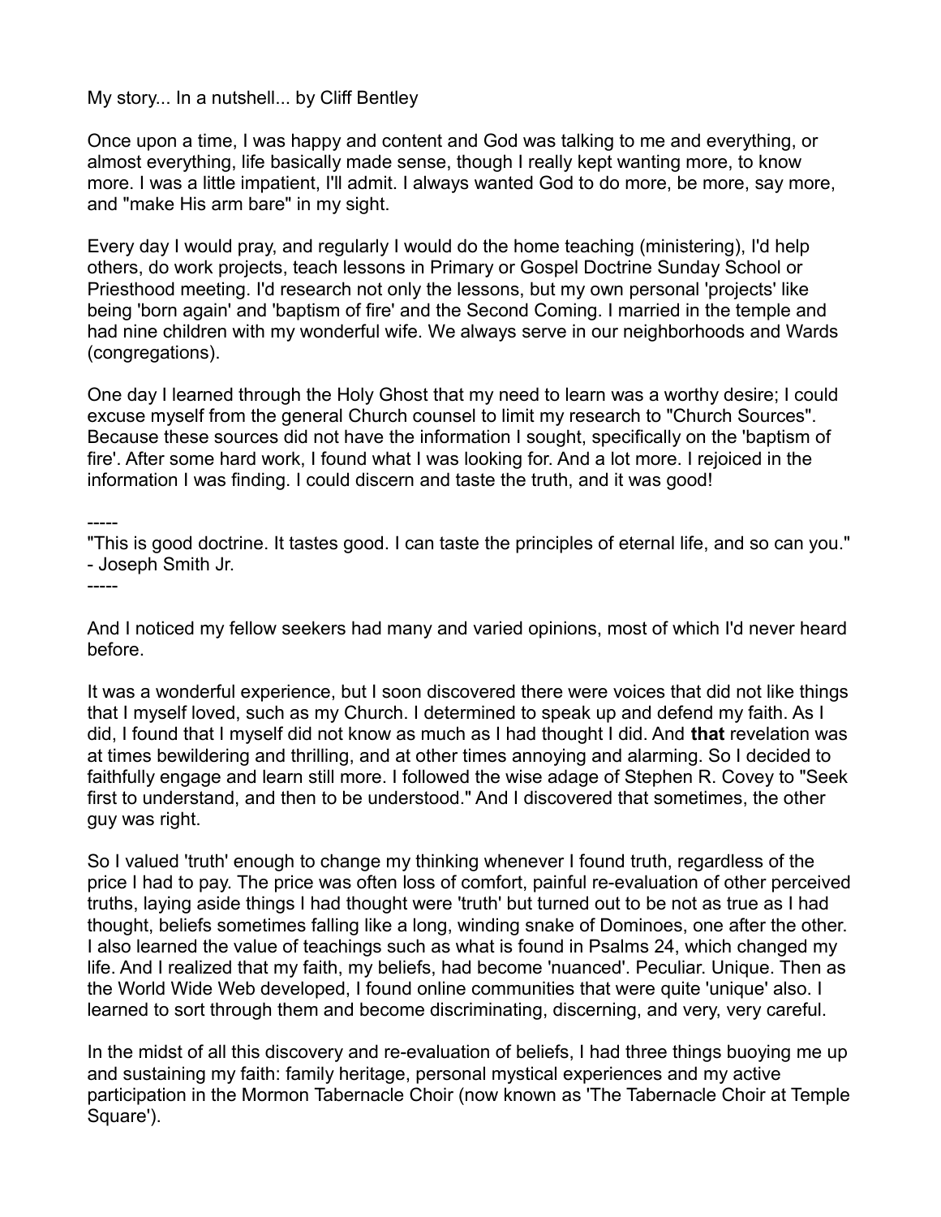My story... In a nutshell... by Cliff Bentley

Once upon a time, I was happy and content and God was talking to me and everything, or almost everything, life basically made sense, though I really kept wanting more, to know more. I was a little impatient, I'll admit. I always wanted God to do more, be more, say more, and "make His arm bare" in my sight.

Every day I would pray, and regularly I would do the home teaching (ministering), I'd help others, do work projects, teach lessons in Primary or Gospel Doctrine Sunday School or Priesthood meeting. I'd research not only the lessons, but my own personal 'projects' like being 'born again' and 'baptism of fire' and the Second Coming. I married in the temple and had nine children with my wonderful wife. We always serve in our neighborhoods and Wards (congregations).

One day I learned through the Holy Ghost that my need to learn was a worthy desire; I could excuse myself from the general Church counsel to limit my research to "Church Sources". Because these sources did not have the information I sought, specifically on the 'baptism of fire'. After some hard work, I found what I was looking for. And a lot more. I rejoiced in the information I was finding. I could discern and taste the truth, and it was good!

-----
"This is good doctrine. It tastes good. I can taste the principles of eternal life, and so can you." - Joseph Smith Jr.
-----

And I noticed my fellow seekers had many and varied opinions, most of which I'd never heard before.

It was a wonderful experience, but I soon discovered there were voices that did not like things that I myself loved, such as my Church. I determined to speak up and defend my faith. As I did, I found that I myself did not know as much as I had thought I did. And **that** revelation was at times bewildering and thrilling, and at other times annoying and alarming. So I decided to faithfully engage and learn still more. I followed the wise adage of Stephen R. Covey to "Seek first to understand, and then to be understood." And I discovered that sometimes, the other guy was right.

So I valued 'truth' enough to change my thinking whenever I found truth, regardless of the price I had to pay. The price was often loss of comfort, painful re-evaluation of other perceived truths, laying aside things I had thought were 'truth' but turned out to be not as true as I had thought, beliefs sometimes falling like a long, winding snake of Dominoes, one after the other. I also learned the value of teachings such as what is found in Psalms 24, which changed my life. And I realized that my faith, my beliefs, had become 'nuanced'. Peculiar. Unique. Then as the World Wide Web developed, I found online communities that were quite 'unique' also. I learned to sort through them and become discriminating, discerning, and very, very careful.

In the midst of all this discovery and re-evaluation of beliefs, I had three things buoying me up and sustaining my faith: family heritage, personal mystical experiences and my active participation in the Mormon Tabernacle Choir (now known as 'The Tabernacle Choir at Temple Square').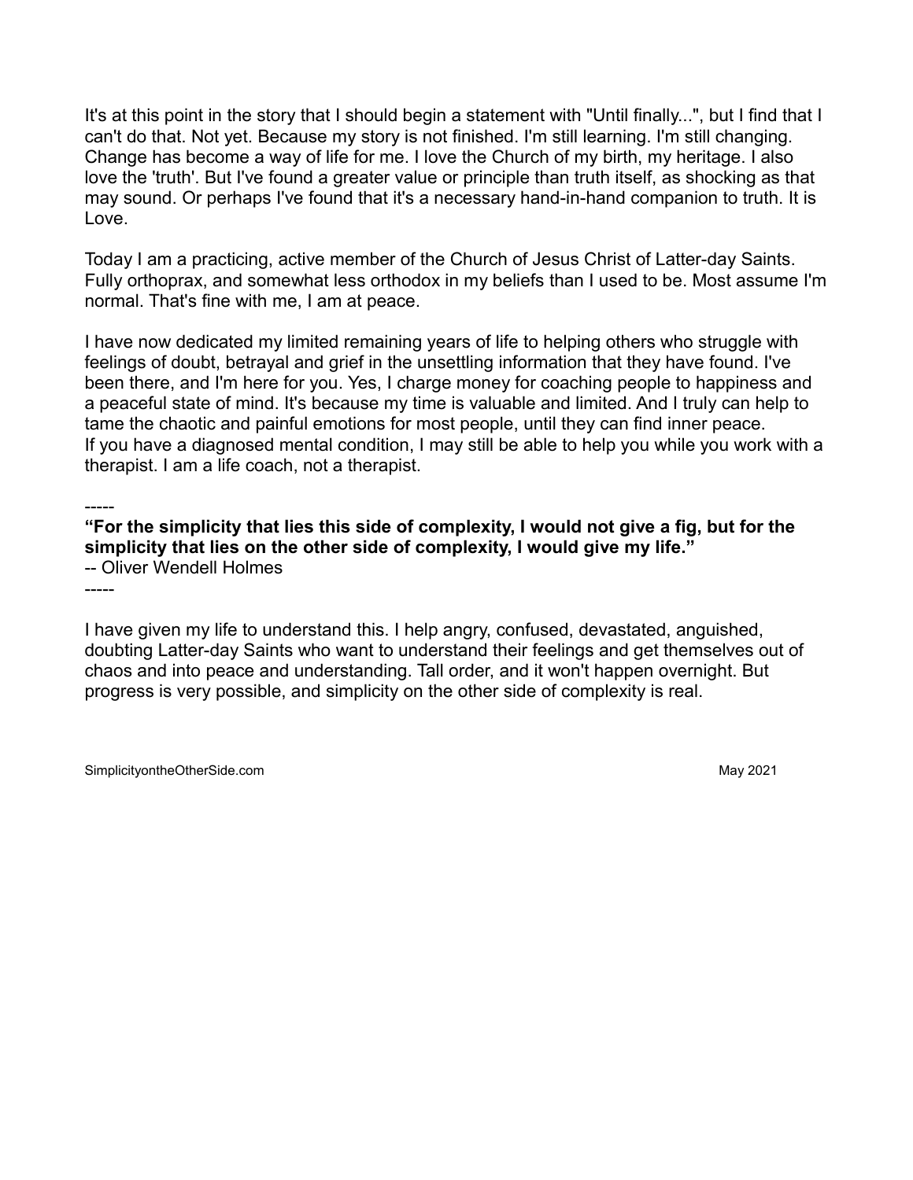It's at this point in the story that I should begin a statement with "Until finally...", but I find that I can't do that. Not yet. Because my story is not finished. I'm still learning. I'm still changing. Change has become a way of life for me. I love the Church of my birth, my heritage. I also love the 'truth'. But I've found a greater value or principle than truth itself, as shocking as that may sound. Or perhaps I've found that it's a necessary hand-in-hand companion to truth. It is Love.

Today I am a practicing, active member of the Church of Jesus Christ of Latter-day Saints. Fully orthoprax, and somewhat less orthodox in my beliefs than I used to be. Most assume I'm normal. That's fine with me, I am at peace.

I have now dedicated my limited remaining years of life to helping others who struggle with feelings of doubt, betrayal and grief in the unsettling information that they have found. I've been there, and I'm here for you. Yes, I charge money for coaching people to happiness and a peaceful state of mind. It's because my time is valuable and limited. And I truly can help to tame the chaotic and painful emotions for most people, until they can find inner peace. If you have a diagnosed mental condition, I may still be able to help you while you work with a therapist. I am a life coach, not a therapist.

-----

**"For the simplicity that lies this side of complexity, I would not give a fig, but for the simplicity that lies on the other side of complexity, I would give my life."**
-- Oliver Wendell Holmes

-----

I have given my life to understand this. I help angry, confused, devastated, anguished, doubting Latter-day Saints who want to understand their feelings and get themselves out of chaos and into peace and understanding. Tall order, and it won't happen overnight. But progress is very possible, and simplicity on the other side of complexity is real.

SimplicityontheOtherSide.com May 2021